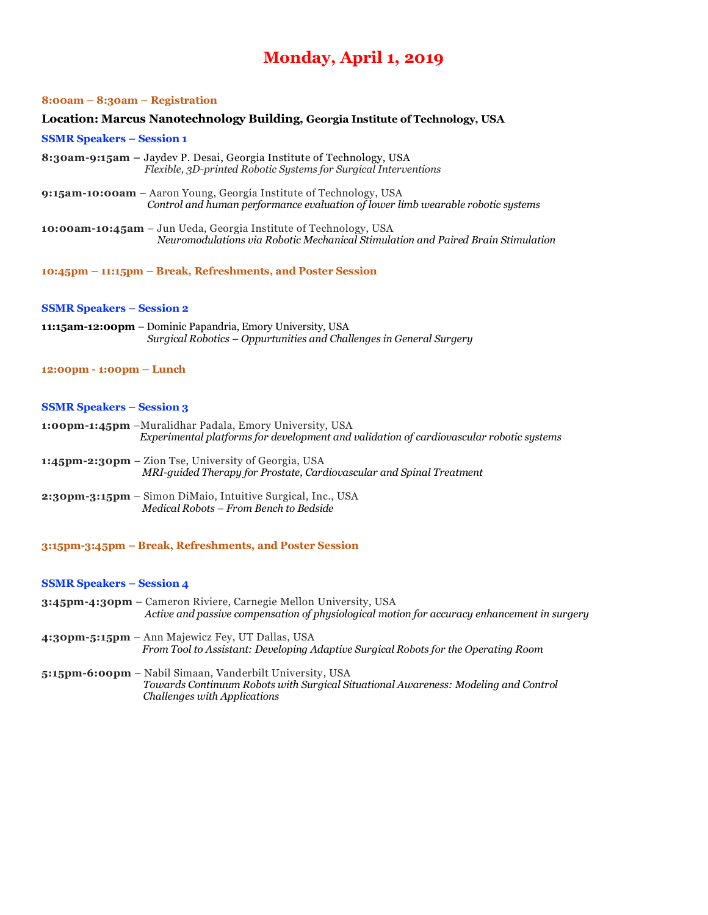# Monday, April 1, 2019

**8:00am – 8:30am – Registration**

**Location: Marcus Nanotechnology Building, Georgia Institute of Technology, USA**

### SSMR Speakers – Session 1

**8:30am-9:15am** – Jaydev P. Desai, Georgia Institute of Technology, USA
*Flexible, 3D-printed Robotic Systems for Surgical Interventions*

**9:15am-10:00am** – Aaron Young, Georgia Institute of Technology, USA
*Control and human performance evaluation of lower limb wearable robotic systems*

**10:00am-10:45am** – Jun Ueda, Georgia Institute of Technology, USA
*Neuromodulations via Robotic Mechanical Stimulation and Paired Brain Stimulation*

**10:45pm – 11:15pm – Break, Refreshments, and Poster Session**

### SSMR Speakers – Session 2

**11:15am-12:00pm** – Dominic Papandria, Emory University, USA
*Surgical Robotics – Oppurtunities and Challenges in General Surgery*

**12:00pm - 1:00pm – Lunch**

### SSMR Speakers – Session 3

**1:00pm-1:45pm** –Muralidhar Padala, Emory University, USA
*Experimental platforms for development and validation of cardiovascular robotic systems*

**1:45pm-2:30pm** – Zion Tse, University of Georgia, USA
*MRI-guided Therapy for Prostate, Cardiovascular and Spinal Treatment*

**2:30pm-3:15pm** – Simon DiMaio, Intuitive Surgical, Inc., USA
*Medical Robots – From Bench to Bedside*

**3:15pm-3:45pm – Break, Refreshments, and Poster Session**

### SSMR Speakers – Session 4

**3:45pm-4:30pm** – Cameron Riviere, Carnegie Mellon University, USA
*Active and passive compensation of physiological motion for accuracy enhancement in surgery*

**4:30pm-5:15pm** – Ann Majewicz Fey, UT Dallas, USA
*From Tool to Assistant: Developing Adaptive Surgical Robots for the Operating Room*

**5:15pm-6:00pm** – Nabil Simaan, Vanderbilt University, USA
*Towards Continuum Robots with Surgical Situational Awareness: Modeling and Control Challenges with Applications*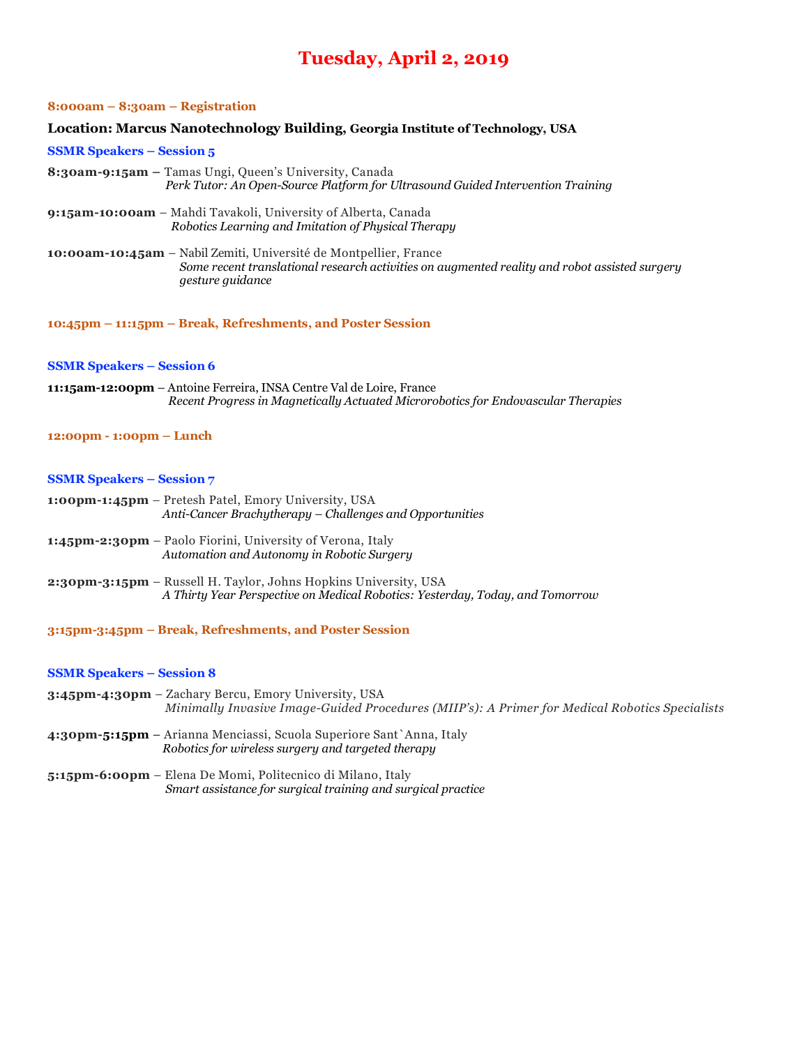# Tuesday, April 2, 2019

**8:000am – 8:30am – Registration**

**Location: Marcus Nanotechnology Building, Georgia Institute of Technology, USA**

**SSMR Speakers – Session 5**

**8:30am-9:15am –** Tamas Ungi, Queen's University, Canada
*Perk Tutor: An Open-Source Platform for Ultrasound Guided Intervention Training*

**9:15am-10:00am** – Mahdi Tavakoli, University of Alberta, Canada
*Robotics Learning and Imitation of Physical Therapy*

**10:00am-10:45am** – Nabil Zemiti, Université de Montpellier, France
*Some recent translational research activities on augmented reality and robot assisted surgery gesture guidance*

**10:45pm – 11:15pm – Break, Refreshments, and Poster Session**

**SSMR Speakers – Session 6**

**11:15am-12:00pm** – Antoine Ferreira, INSA Centre Val de Loire, France
*Recent Progress in Magnetically Actuated Microrobotics for Endovascular Therapies*

**12:00pm - 1:00pm – Lunch**

**SSMR Speakers – Session 7**

**1:00pm-1:45pm** – Pretesh Patel, Emory University, USA
*Anti-Cancer Brachytherapy – Challenges and Opportunities*

**1:45pm-2:30pm** – Paolo Fiorini, University of Verona, Italy
*Automation and Autonomy in Robotic Surgery*

**2:30pm-3:15pm** – Russell H. Taylor, Johns Hopkins University, USA
*A Thirty Year Perspective on Medical Robotics: Yesterday, Today, and Tomorrow*

**3:15pm-3:45pm – Break, Refreshments, and Poster Session**

**SSMR Speakers – Session 8**

**3:45pm-4:30pm** – Zachary Bercu, Emory University, USA
*Minimally Invasive Image-Guided Procedures (MIIP's): A Primer for Medical Robotics Specialists*

**4:30pm-5:15pm** – Arianna Menciassi, Scuola Superiore Sant`Anna, Italy
*Robotics for wireless surgery and targeted therapy*

**5:15pm-6:00pm** – Elena De Momi, Politecnico di Milano, Italy
*Smart assistance for surgical training and surgical practice*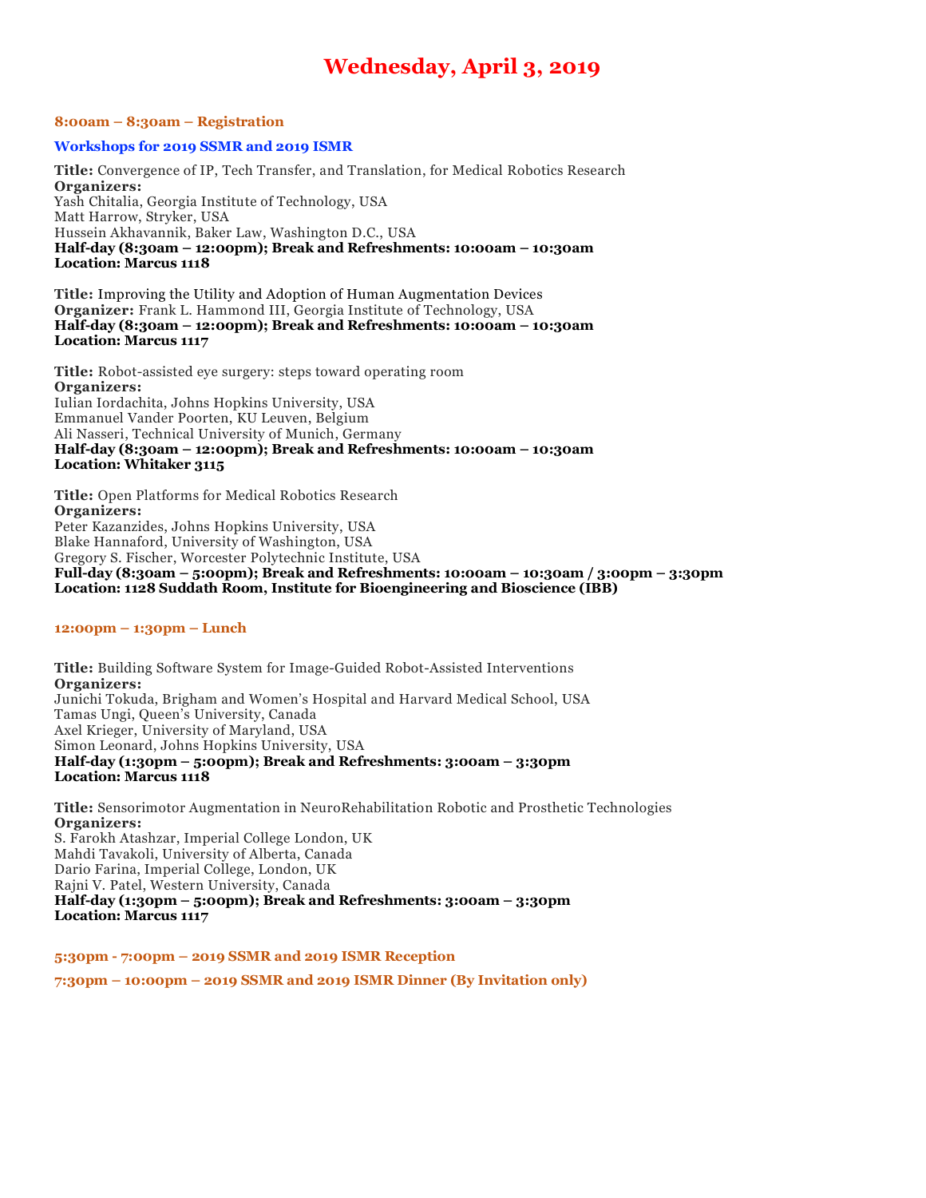# Wednesday, April 3, 2019

**8:00am – 8:30am – Registration**

**Workshops for 2019 SSMR and 2019 ISMR**

**Title:** Convergence of IP, Tech Transfer, and Translation, for Medical Robotics Research
**Organizers:**
Yash Chitalia, Georgia Institute of Technology, USA
Matt Harrow, Stryker, USA
Hussein Akhavannik, Baker Law, Washington D.C., USA
**Half-day (8:30am – 12:00pm); Break and Refreshments: 10:00am – 10:30am**
**Location: Marcus 1118**

**Title:** Improving the Utility and Adoption of Human Augmentation Devices
**Organizer:** Frank L. Hammond III, Georgia Institute of Technology, USA
**Half-day (8:30am – 12:00pm); Break and Refreshments: 10:00am – 10:30am**
**Location: Marcus 1117**

**Title:** Robot-assisted eye surgery: steps toward operating room
**Organizers:**
Iulian Iordachita, Johns Hopkins University, USA
Emmanuel Vander Poorten, KU Leuven, Belgium
Ali Nasseri, Technical University of Munich, Germany
**Half-day (8:30am – 12:00pm); Break and Refreshments: 10:00am – 10:30am**
**Location: Whitaker 3115**

**Title:** Open Platforms for Medical Robotics Research
**Organizers:**
Peter Kazanzides, Johns Hopkins University, USA
Blake Hannaford, University of Washington, USA
Gregory S. Fischer, Worcester Polytechnic Institute, USA
**Full-day (8:30am – 5:00pm); Break and Refreshments: 10:00am – 10:30am / 3:00pm – 3:30pm**
**Location: 1128 Suddath Room, Institute for Bioengineering and Bioscience (IBB)**

**12:00pm – 1:30pm – Lunch**

**Title:** Building Software System for Image-Guided Robot-Assisted Interventions
**Organizers:**
Junichi Tokuda, Brigham and Women's Hospital and Harvard Medical School, USA
Tamas Ungi, Queen's University, Canada
Axel Krieger, University of Maryland, USA
Simon Leonard, Johns Hopkins University, USA
**Half-day (1:30pm – 5:00pm); Break and Refreshments: 3:00am – 3:30pm**
**Location: Marcus 1118**

**Title:** Sensorimotor Augmentation in NeuroRehabilitation Robotic and Prosthetic Technologies
**Organizers:**
S. Farokh Atashzar, Imperial College London, UK
Mahdi Tavakoli, University of Alberta, Canada
Dario Farina, Imperial College, London, UK
Rajni V. Patel, Western University, Canada
**Half-day (1:30pm – 5:00pm); Break and Refreshments: 3:00am – 3:30pm**
**Location: Marcus 1117**

**5:30pm - 7:00pm – 2019 SSMR and 2019 ISMR Reception**

**7:30pm – 10:00pm – 2019 SSMR and 2019 ISMR Dinner (By Invitation only)**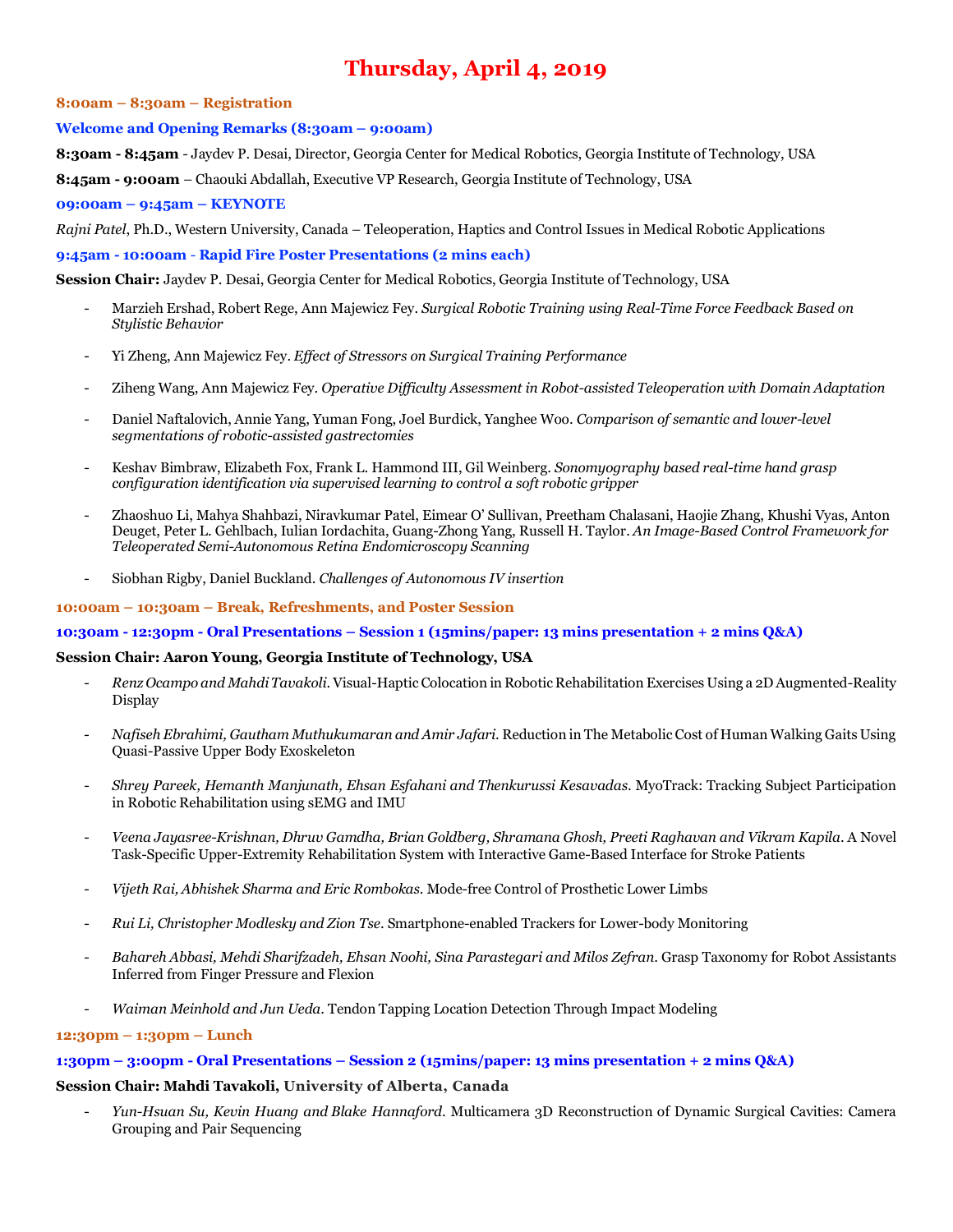# Thursday, April 4, 2019

**8:00am – 8:30am – Registration**

**Welcome and Opening Remarks (8:30am – 9:00am)**

**8:30am - 8:45am** - Jaydev P. Desai, Director, Georgia Center for Medical Robotics, Georgia Institute of Technology, USA

**8:45am - 9:00am** – Chaouki Abdallah, Executive VP Research, Georgia Institute of Technology, USA

**09:00am – 9:45am – KEYNOTE**

*Rajni Patel*, Ph.D., Western University, Canada – Teleoperation, Haptics and Control Issues in Medical Robotic Applications

**9:45am - 10:00am - Rapid Fire Poster Presentations (2 mins each)**

**Session Chair:** Jaydev P. Desai, Georgia Center for Medical Robotics, Georgia Institute of Technology, USA

- Marzieh Ershad, Robert Rege, Ann Majewicz Fey. *Surgical Robotic Training using Real-Time Force Feedback Based on Stylistic Behavior*
- Yi Zheng, Ann Majewicz Fey. *Effect of Stressors on Surgical Training Performance*
- Ziheng Wang, Ann Majewicz Fey. *Operative Difficulty Assessment in Robot-assisted Teleoperation with Domain Adaptation*
- Daniel Naftalovich, Annie Yang, Yuman Fong, Joel Burdick, Yanghee Woo. *Comparison of semantic and lower-level segmentations of robotic-assisted gastrectomies*
- Keshav Bimbraw, Elizabeth Fox, Frank L. Hammond III, Gil Weinberg. *Sonomyography based real-time hand grasp configuration identification via supervised learning to control a soft robotic gripper*
- Zhaoshuo Li, Mahya Shahbazi, Niravkumar Patel, Eimear O' Sullivan, Preetham Chalasani, Haojie Zhang, Khushi Vyas, Anton Deuget, Peter L. Gehlbach, Iulian Iordachita, Guang-Zhong Yang, Russell H. Taylor. *An Image-Based Control Framework for Teleoperated Semi-Autonomous Retina Endomicroscopy Scanning*
- Siobhan Rigby, Daniel Buckland. *Challenges of Autonomous IV insertion*

**10:00am – 10:30am – Break, Refreshments, and Poster Session**

**10:30am - 12:30pm - Oral Presentations – Session 1 (15mins/paper: 13 mins presentation + 2 mins Q&A)**

**Session Chair: Aaron Young, Georgia Institute of Technology, USA**

- *Renz Ocampo and Mahdi Tavakoli*. Visual-Haptic Colocation in Robotic Rehabilitation Exercises Using a 2D Augmented-Reality Display
- *Nafiseh Ebrahimi, Gautham Muthukumaran and Amir Jafari*. Reduction in The Metabolic Cost of Human Walking Gaits Using Quasi-Passive Upper Body Exoskeleton
- *Shrey Pareek, Hemanth Manjunath, Ehsan Esfahani and Thenkurussi Kesavadas*. MyoTrack: Tracking Subject Participation in Robotic Rehabilitation using sEMG and IMU
- *Veena Jayasree-Krishnan, Dhruv Gamdha, Brian Goldberg, Shramana Ghosh, Preeti Raghavan and Vikram Kapila*. A Novel Task-Specific Upper-Extremity Rehabilitation System with Interactive Game-Based Interface for Stroke Patients
- *Vijeth Rai, Abhishek Sharma and Eric Rombokas*. Mode-free Control of Prosthetic Lower Limbs
- *Rui Li, Christopher Modlesky and Zion Tse*. Smartphone-enabled Trackers for Lower-body Monitoring
- *Bahareh Abbasi, Mehdi Sharifzadeh, Ehsan Noohi, Sina Parastegari and Milos Zefran*. Grasp Taxonomy for Robot Assistants Inferred from Finger Pressure and Flexion
- *Waiman Meinhold and Jun Ueda*. Tendon Tapping Location Detection Through Impact Modeling

**12:30pm – 1:30pm – Lunch**

**1:30pm – 3:00pm - Oral Presentations – Session 2 (15mins/paper: 13 mins presentation + 2 mins Q&A)**

**Session Chair: Mahdi Tavakoli, University of Alberta, Canada**

- *Yun-Hsuan Su, Kevin Huang and Blake Hannaford*. Multicamera 3D Reconstruction of Dynamic Surgical Cavities: Camera Grouping and Pair Sequencing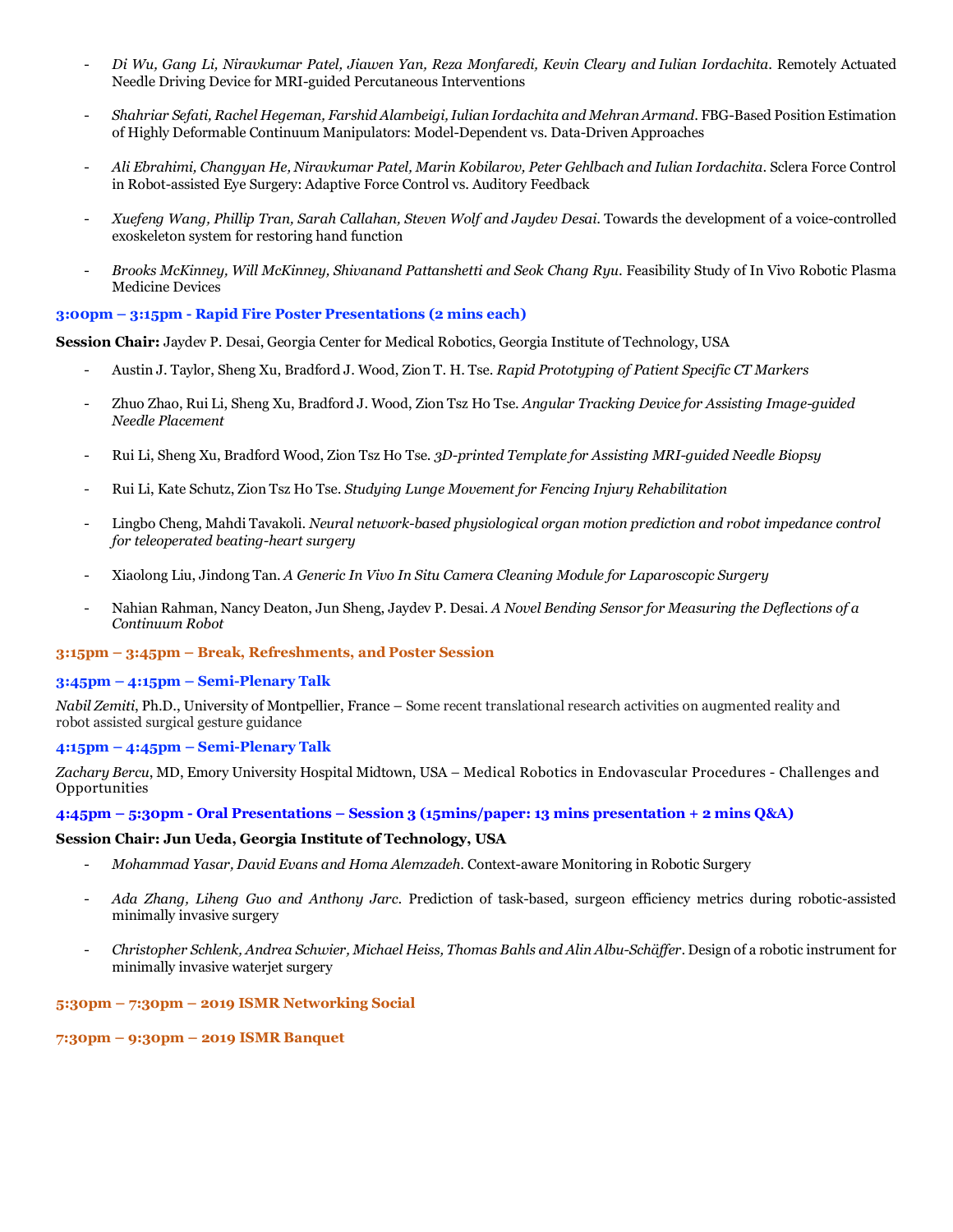- *Di Wu, Gang Li, Niravkumar Patel, Jiawen Yan, Reza Monfaredi, Kevin Cleary and Iulian Iordachita*. Remotely Actuated Needle Driving Device for MRI-guided Percutaneous Interventions

- *Shahriar Sefati, Rachel Hegeman, Farshid Alambeigi, Iulian Iordachita and Mehran Armand*. FBG-Based Position Estimation of Highly Deformable Continuum Manipulators: Model-Dependent vs. Data-Driven Approaches

- *Ali Ebrahimi, Changyan He, Niravkumar Patel, Marin Kobilarov, Peter Gehlbach and Iulian Iordachita*. Sclera Force Control in Robot-assisted Eye Surgery: Adaptive Force Control vs. Auditory Feedback

- *Xuefeng Wang, Phillip Tran, Sarah Callahan, Steven Wolf and Jaydev Desai*. Towards the development of a voice-controlled exoskeleton system for restoring hand function

- *Brooks McKinney, Will McKinney, Shivanand Pattanshetti and Seok Chang Ryu*. Feasibility Study of In Vivo Robotic Plasma Medicine Devices

**3:00pm – 3:15pm - Rapid Fire Poster Presentations (2 mins each)**

**Session Chair:** Jaydev P. Desai, Georgia Center for Medical Robotics, Georgia Institute of Technology, USA

- Austin J. Taylor, Sheng Xu, Bradford J. Wood, Zion T. H. Tse. *Rapid Prototyping of Patient Specific CT Markers*

- Zhuo Zhao, Rui Li, Sheng Xu, Bradford J. Wood, Zion Tsz Ho Tse. *Angular Tracking Device for Assisting Image-guided Needle Placement*

- Rui Li, Sheng Xu, Bradford Wood, Zion Tsz Ho Tse. *3D-printed Template for Assisting MRI-guided Needle Biopsy*

- Rui Li, Kate Schutz, Zion Tsz Ho Tse. *Studying Lunge Movement for Fencing Injury Rehabilitation*

- Lingbo Cheng, Mahdi Tavakoli. *Neural network-based physiological organ motion prediction and robot impedance control for teleoperated beating-heart surgery*

- Xiaolong Liu, Jindong Tan. *A Generic In Vivo In Situ Camera Cleaning Module for Laparoscopic Surgery*

- Nahian Rahman, Nancy Deaton, Jun Sheng, Jaydev P. Desai. *A Novel Bending Sensor for Measuring the Deflections of a Continuum Robot*

**3:15pm – 3:45pm – Break, Refreshments, and Poster Session**

**3:45pm – 4:15pm – Semi-Plenary Talk**

*Nabil Zemiti*, Ph.D., University of Montpellier, France – Some recent translational research activities on augmented reality and robot assisted surgical gesture guidance

**4:15pm – 4:45pm – Semi-Plenary Talk**

*Zachary Bercu*, MD, Emory University Hospital Midtown, USA – Medical Robotics in Endovascular Procedures - Challenges and Opportunities

**4:45pm – 5:30pm - Oral Presentations – Session 3 (15mins/paper: 13 mins presentation + 2 mins Q&A)**

**Session Chair: Jun Ueda, Georgia Institute of Technology, USA**

- *Mohammad Yasar, David Evans and Homa Alemzadeh*. Context-aware Monitoring in Robotic Surgery

- *Ada Zhang, Liheng Guo and Anthony Jarc*. Prediction of task-based, surgeon efficiency metrics during robotic-assisted minimally invasive surgery

- *Christopher Schlenk, Andrea Schwier, Michael Heiss, Thomas Bahls and Alin Albu-Schäffer*. Design of a robotic instrument for minimally invasive waterjet surgery

**5:30pm – 7:30pm – 2019 ISMR Networking Social**

**7:30pm – 9:30pm – 2019 ISMR Banquet**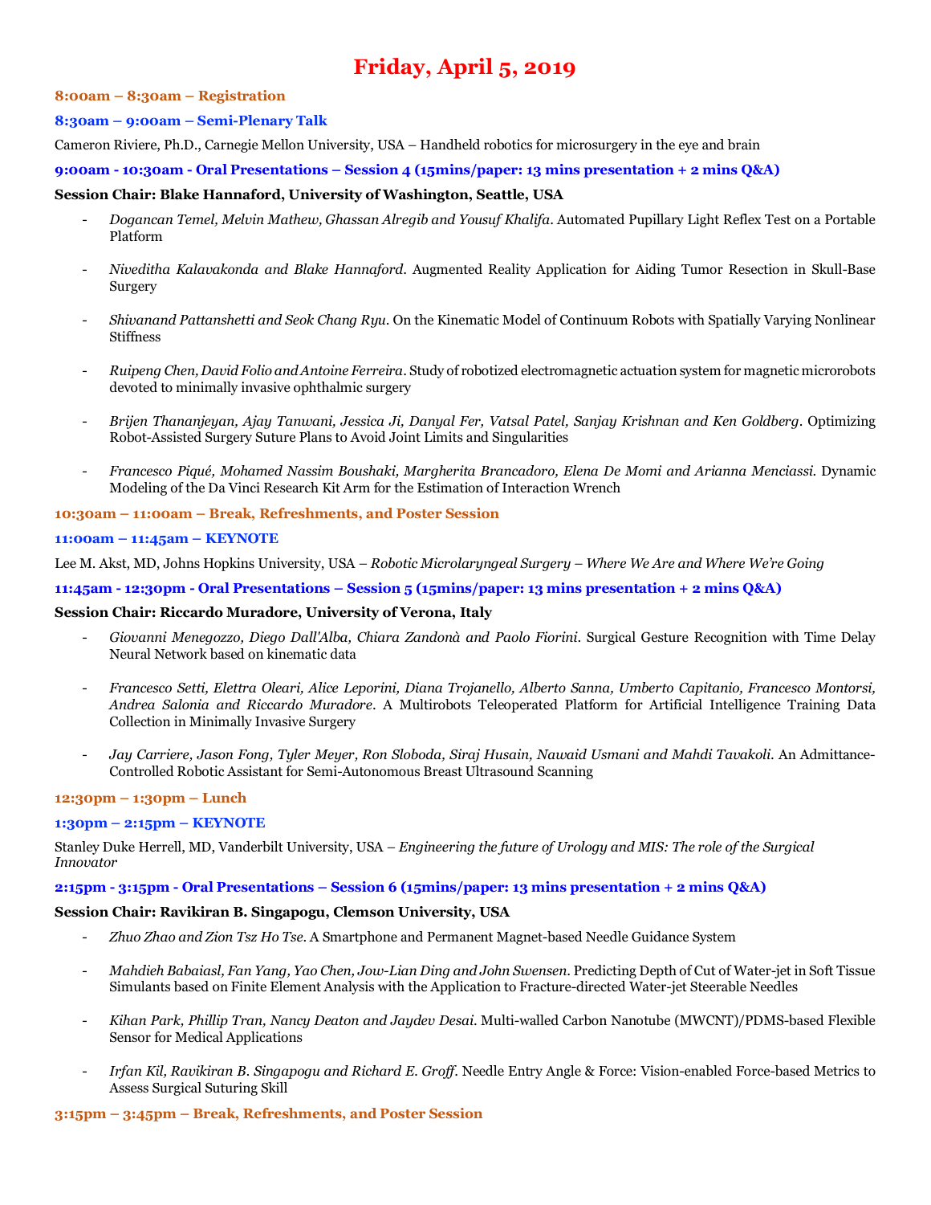# Friday, April 5, 2019

**8:00am – 8:30am – Registration**

**8:30am – 9:00am – Semi-Plenary Talk**

Cameron Riviere, Ph.D., Carnegie Mellon University, USA – Handheld robotics for microsurgery in the eye and brain

**9:00am - 10:30am - Oral Presentations – Session 4 (15mins/paper: 13 mins presentation + 2 mins Q&A)**

**Session Chair: Blake Hannaford, University of Washington, Seattle, USA**

- *Dogancan Temel, Melvin Mathew, Ghassan Alregib and Yousuf Khalifa*. Automated Pupillary Light Reflex Test on a Portable Platform
- *Niveditha Kalavakonda and Blake Hannaford*. Augmented Reality Application for Aiding Tumor Resection in Skull-Base Surgery
- *Shivanand Pattanshetti and Seok Chang Ryu*. On the Kinematic Model of Continuum Robots with Spatially Varying Nonlinear Stiffness
- *Ruipeng Chen, David Folio and Antoine Ferreira*. Study of robotized electromagnetic actuation system for magnetic microrobots devoted to minimally invasive ophthalmic surgery
- *Brijen Thananjeyan, Ajay Tanwani, Jessica Ji, Danyal Fer, Vatsal Patel, Sanjay Krishnan and Ken Goldberg*. Optimizing Robot-Assisted Surgery Suture Plans to Avoid Joint Limits and Singularities
- *Francesco Piqué, Mohamed Nassim Boushaki, Margherita Brancadoro, Elena De Momi and Arianna Menciassi*. Dynamic Modeling of the Da Vinci Research Kit Arm for the Estimation of Interaction Wrench

**10:30am – 11:00am – Break, Refreshments, and Poster Session**

**11:00am – 11:45am – KEYNOTE**

Lee M. Akst, MD, Johns Hopkins University, USA – *Robotic Microlaryngeal Surgery – Where We Are and Where We're Going*

**11:45am - 12:30pm - Oral Presentations – Session 5 (15mins/paper: 13 mins presentation + 2 mins Q&A)**

**Session Chair: Riccardo Muradore, University of Verona, Italy**

- *Giovanni Menegozzo, Diego Dall'Alba, Chiara Zandonà and Paolo Fiorini*. Surgical Gesture Recognition with Time Delay Neural Network based on kinematic data
- *Francesco Setti, Elettra Oleari, Alice Leporini, Diana Trojanello, Alberto Sanna, Umberto Capitanio, Francesco Montorsi, Andrea Salonia and Riccardo Muradore*. A Multirobots Teleoperated Platform for Artificial Intelligence Training Data Collection in Minimally Invasive Surgery
- *Jay Carriere, Jason Fong, Tyler Meyer, Ron Sloboda, Siraj Husain, Nawaid Usmani and Mahdi Tavakoli*. An Admittance-Controlled Robotic Assistant for Semi-Autonomous Breast Ultrasound Scanning

**12:30pm – 1:30pm – Lunch**

**1:30pm – 2:15pm – KEYNOTE**

Stanley Duke Herrell, MD, Vanderbilt University, USA – *Engineering the future of Urology and MIS: The role of the Surgical Innovator*

**2:15pm - 3:15pm - Oral Presentations – Session 6 (15mins/paper: 13 mins presentation + 2 mins Q&A)**

**Session Chair: Ravikiran B. Singapogu, Clemson University, USA**

- *Zhuo Zhao and Zion Tsz Ho Tse*. A Smartphone and Permanent Magnet-based Needle Guidance System
- *Mahdieh Babaiasl, Fan Yang, Yao Chen, Jow-Lian Ding and John Swensen*. Predicting Depth of Cut of Water-jet in Soft Tissue Simulants based on Finite Element Analysis with the Application to Fracture-directed Water-jet Steerable Needles
- *Kihan Park, Phillip Tran, Nancy Deaton and Jaydev Desai*. Multi-walled Carbon Nanotube (MWCNT)/PDMS-based Flexible Sensor for Medical Applications
- *Irfan Kil, Ravikiran B. Singapogu and Richard E. Groff*. Needle Entry Angle & Force: Vision-enabled Force-based Metrics to Assess Surgical Suturing Skill

**3:15pm – 3:45pm – Break, Refreshments, and Poster Session**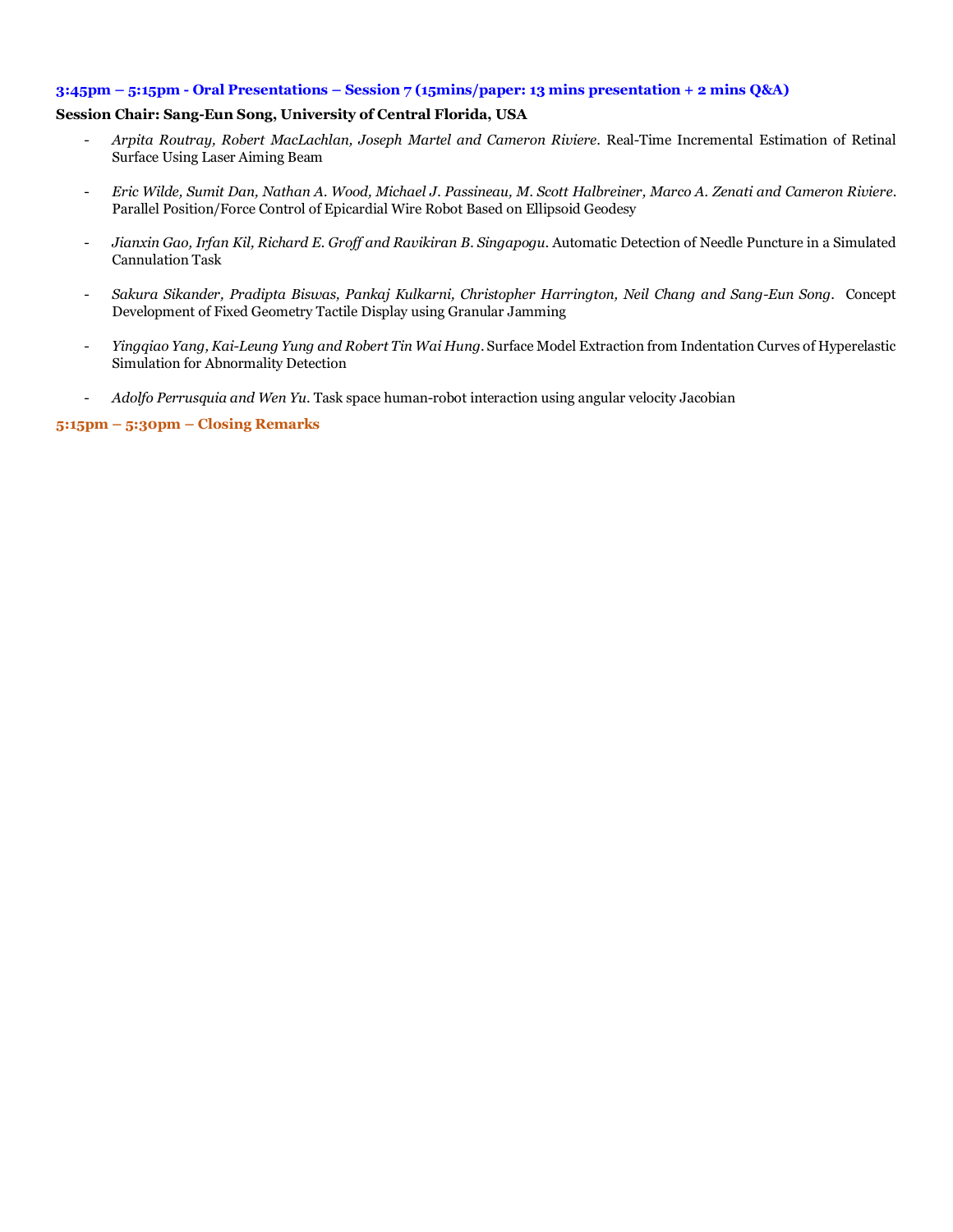**3:45pm – 5:15pm - Oral Presentations – Session 7 (15mins/paper: 13 mins presentation + 2 mins Q&A)**

**Session Chair: Sang-Eun Song, University of Central Florida, USA**

- *Arpita Routray, Robert MacLachlan, Joseph Martel and Cameron Riviere*. Real-Time Incremental Estimation of Retinal Surface Using Laser Aiming Beam

- *Eric Wilde, Sumit Dan, Nathan A. Wood, Michael J. Passineau, M. Scott Halbreiner, Marco A. Zenati and Cameron Riviere*. Parallel Position/Force Control of Epicardial Wire Robot Based on Ellipsoid Geodesy

- *Jianxin Gao, Irfan Kil, Richard E. Groff and Ravikiran B. Singapogu*. Automatic Detection of Needle Puncture in a Simulated Cannulation Task

- *Sakura Sikander, Pradipta Biswas, Pankaj Kulkarni, Christopher Harrington, Neil Chang and Sang-Eun Song*. Concept Development of Fixed Geometry Tactile Display using Granular Jamming

- *Yingqiao Yang, Kai-Leung Yung and Robert Tin Wai Hung*. Surface Model Extraction from Indentation Curves of Hyperelastic Simulation for Abnormality Detection

- *Adolfo Perrusquia and Wen Yu*. Task space human-robot interaction using angular velocity Jacobian

**5:15pm – 5:30pm – Closing Remarks**